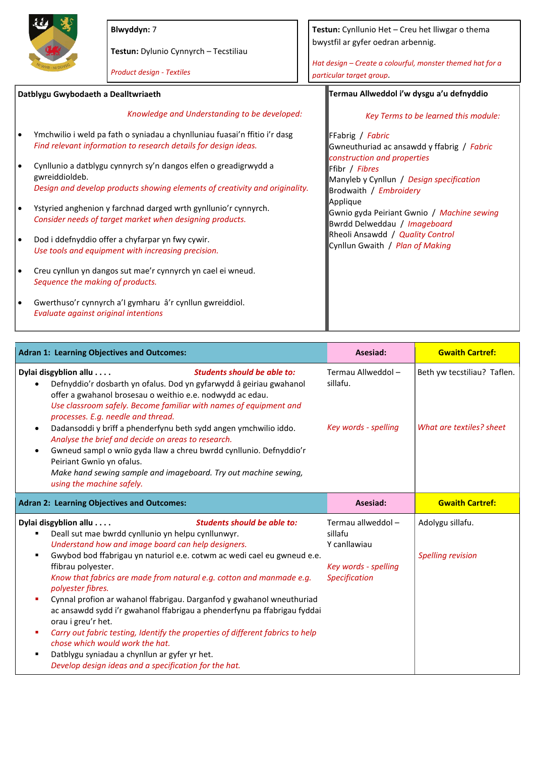| **Blwyddyn:** 7<br><br>**Testun:** Dylunio Cynnyrch – Tecstiliau<br><br>*Product design - Textiles* | **Testun:** Cynllunio Het – Creu het lliwgar o thema bwystfil ar gyfer oedran arbennig.<br><br>*Hat design – Create a colourful, monster themed hat for a particular target group.* |
|---|---|

| **Datblygu Gwybodaeth a Dealltwriaeth**<br><br>*Knowledge and Understanding to be developed:* | **Termau Allweddol i'w dysgu a'u defnyddio**<br><br>*Key Terms to be learned this module:* |
|---|---|
| • Ymchwilio i weld pa fath o syniadau a chynlluniau fuasai'n ffitio i'r dasg *Find relevant information to research details for design ideas.*<br>• Cynllunio a datblygu cynnyrch sy'n dangos elfen o greadigrwydd a gwreiddioldeb. *Design and develop products showing elements of creativity and originality.*<br>• Ystyried anghenion y farchnad darged wrth gynllunio'r cynnyrch. *Consider needs of target market when designing products.*<br>• Dod i ddefnyddio offer a chyfarpar yn fwy cywir. *Use tools and equipment with increasing precision.*<br>• Creu cynllun yn dangos sut mae'r cynnyrch yn cael ei wneud. *Sequence the making of products.*<br>• Gwerthuso'r cynnyrch a'I gymharu â'r cynllun gwreiddiol. *Evaluate against original intentions* | FFabrig / *Fabric*<br>Gwneuthuriad ac ansawdd y ffabrig / *Fabric construction and properties*<br>Ffibr / *Fibres*<br>Manyleb y Cynllun / *Design specification*<br>Brodwaith / *Embroidery*<br>Applique<br>Gwnio gyda Peiriant Gwnio / *Machine sewing*<br>Bwrdd Delweddau / *Imageboard*<br>Rheoli Ansawdd / *Quality Control*<br>Cynllun Gwaith / *Plan of Making* |

| **Adran 1: Learning Objectives and Outcomes:** | **Asesiad:** | **Gwaith Cartref:** |
|---|---|---|
| **Dylai disgyblion allu . . . .** ***Students should be able to:***<br>• Defnyddio'r dosbarth yn ofalus. Dod yn gyfarwydd â geiriau gwahanol offer a gwahanol brosesau o weithio e.e. nodwydd ac edau. *Use classroom safely. Become familiar with names of equipment and processes. E.g. needle and thread.*<br>• Dadansoddi y brîff a phenderfynu beth sydd angen ymchwilio iddo. *Analyse the brief and decide on areas to research.*<br>• Gwneud sampl o wnïo gyda llaw a chreu bwrdd cynllunio. Defnyddio'r Peiriant Gwnïo yn ofalus. *Make hand sewing sample and imageboard. Try out machine sewing, using the machine safely.* | Termau Allweddol – sillafu.<br><br>*Key words - spelling* | Beth yw tecstiliau? Taflen.<br><br>*What are textiles? sheet* |
| **Adran 2: Learning Objectives and Outcomes:** | **Asesiad:** | **Gwaith Cartref:** |
| **Dylai disgyblion allu . . . .** ***Students should be able to:***<br>▪ Deall sut mae bwrdd cynllunio yn helpu cynllunwyr. *Understand how and image board can help designers.*<br>▪ Gwybod bod ffabrigau yn naturiol e.e. cotwm ac wedi cael eu gwneud e.e. ffibrau polyester. *Know that fabrics are made from natural e.g. cotton and manmade e.g. polyester fibres.*<br>▪ Cynnal profion ar wahanol ffabrigau. Darganfod y gwahanol wneuthuriad ac ansawdd sydd i'r gwahanol ffabrigau a phenderfynu pa ffabrigau fyddai orau i greu'r het. *Carry out fabric testing, Identify the properties of different fabrics to help chose which would work the hat.*<br>▪ Datblygu syniadau a chynllun ar gyfer yr het. *Develop design ideas and a specification for the hat.* | Termau allweddol – sillafu<br>Y canllawiau<br><br>*Key words - spelling*<br>*Specification* | Adolygu sillafu.<br><br>*Spelling revision* |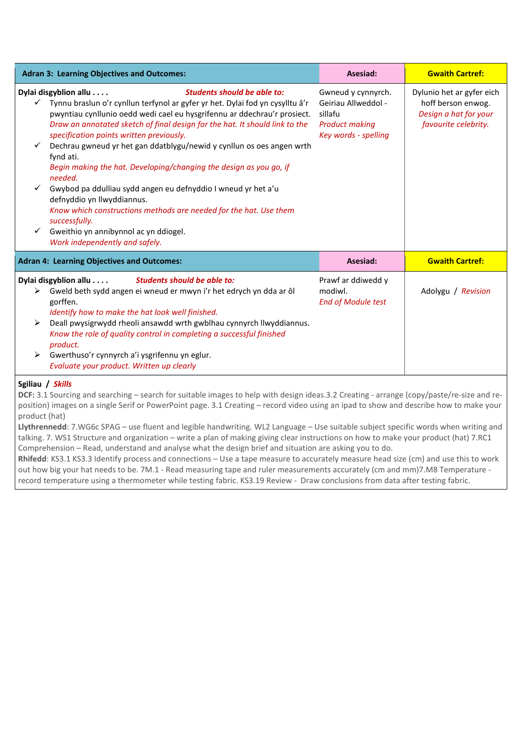| Adran 3: Learning Objectives and Outcomes: | Asesiad: | Gwaith Cartref: |
|---|---|---|
| **Dylai disgyblion allu . . . .** ***Students should be able to:*** <br>✓ Tynnu braslun o'r cynllun terfynol ar gyfer yr het. Dylai fod yn cysylltu â'r pwyntiau cynllunio oedd wedi cael eu hysgrifennu ar ddechrau'r prosiect. *Draw an annotated sketch of final design for the hat. It should link to the specification points written previously.* <br>✓ Dechrau gwneud yr het gan ddatblygu/newid y cynllun os oes angen wrth fynd ati. *Begin making the hat. Developing/changing the design as you go, if needed.* <br>✓ Gwybod pa ddulliau sydd angen eu defnyddio I wneud yr het a'u defnyddio yn llwyddiannus. *Know which constructions methods are needed for the hat. Use them successfully.* <br>✓ Gweithio yn annibynnol ac yn ddiogel. *Work independently and safely.* | Gwneud y cynnyrch. Geiriau Allweddol - sillafu *Product making* *Key words - spelling* | Dylunio het ar gyfer eich hoff berson enwog. *Design a hat for your favourite celebrity.* |
| **Adran 4: Learning Objectives and Outcomes:** | **Asesiad:** | **Gwaith Cartref:** |
| **Dylai disgyblion allu . . . .** ***Students should be able to:*** <br>➢ Gweld beth sydd angen ei wneud er mwyn i'r het edrych yn dda ar ôl gorffen. *Identify how to make the hat look well finished.* <br>➢ Deall pwysigrwydd rheoli ansawdd wrth gwblhau cynnyrch llwyddiannus. *Know the role of quality control in completing a successful finished product.* <br>➢ Gwerthuso'r cynnyrch a'i ysgrifennu yn eglur. *Evaluate your product. Written up clearly* | Prawf ar ddiwedd y modiwl. *End of Module test* | Adolygu / *Revision* |

**Sgiliau / *Skills***

**DCF:** 3.1 Sourcing and searching – search for suitable images to help with design ideas.3.2 Creating - arrange (copy/paste/re-size and re-position) images on a single Serif or PowerPoint page. 3.1 Creating – record video using an ipad to show and describe how to make your product (hat)

**Llythrennedd**: 7.WG6c SPAG – use fluent and legible handwriting. WL2 Language – Use suitable subject specific words when writing and talking. 7. WS1 Structure and organization – write a plan of making giving clear instructions on how to make your product (hat) 7.RC1 Comprehension – Read, understand and analyse what the design brief and situation are asking you to do.

**Rhifedd**: KS3.1 KS3.3 Identify process and connections – Use a tape measure to accurately measure head size (cm) and use this to work out how big your hat needs to be. 7M.1 - Read measuring tape and ruler measurements accurately (cm and mm)7.M8 Temperature - record temperature using a thermometer while testing fabric. KS3.19 Review - Draw conclusions from data after testing fabric.